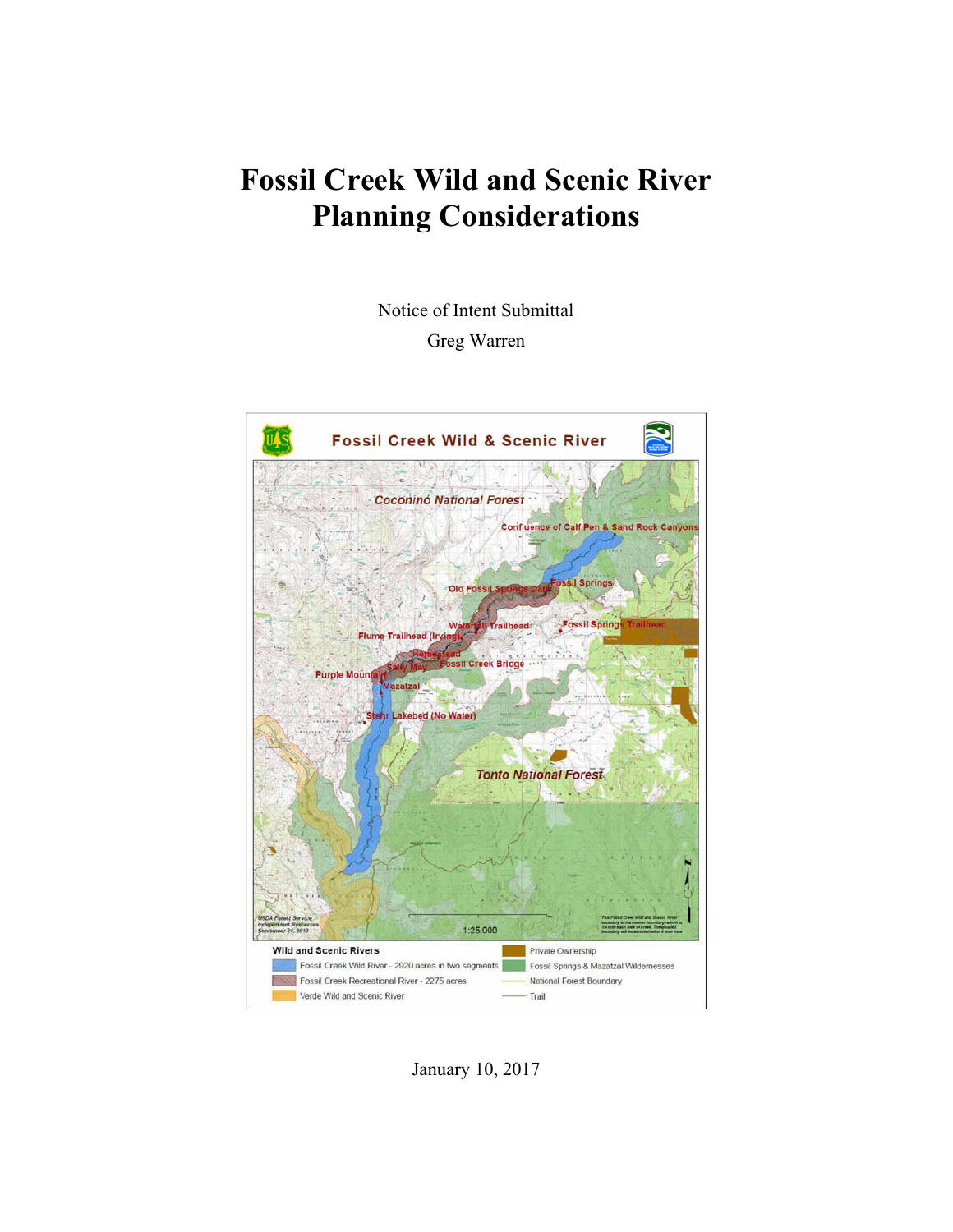# Fossil Creek Wild and Scenic River Planning Considerations

Notice of Intent Submittal

Greg Warren

January 10, 2017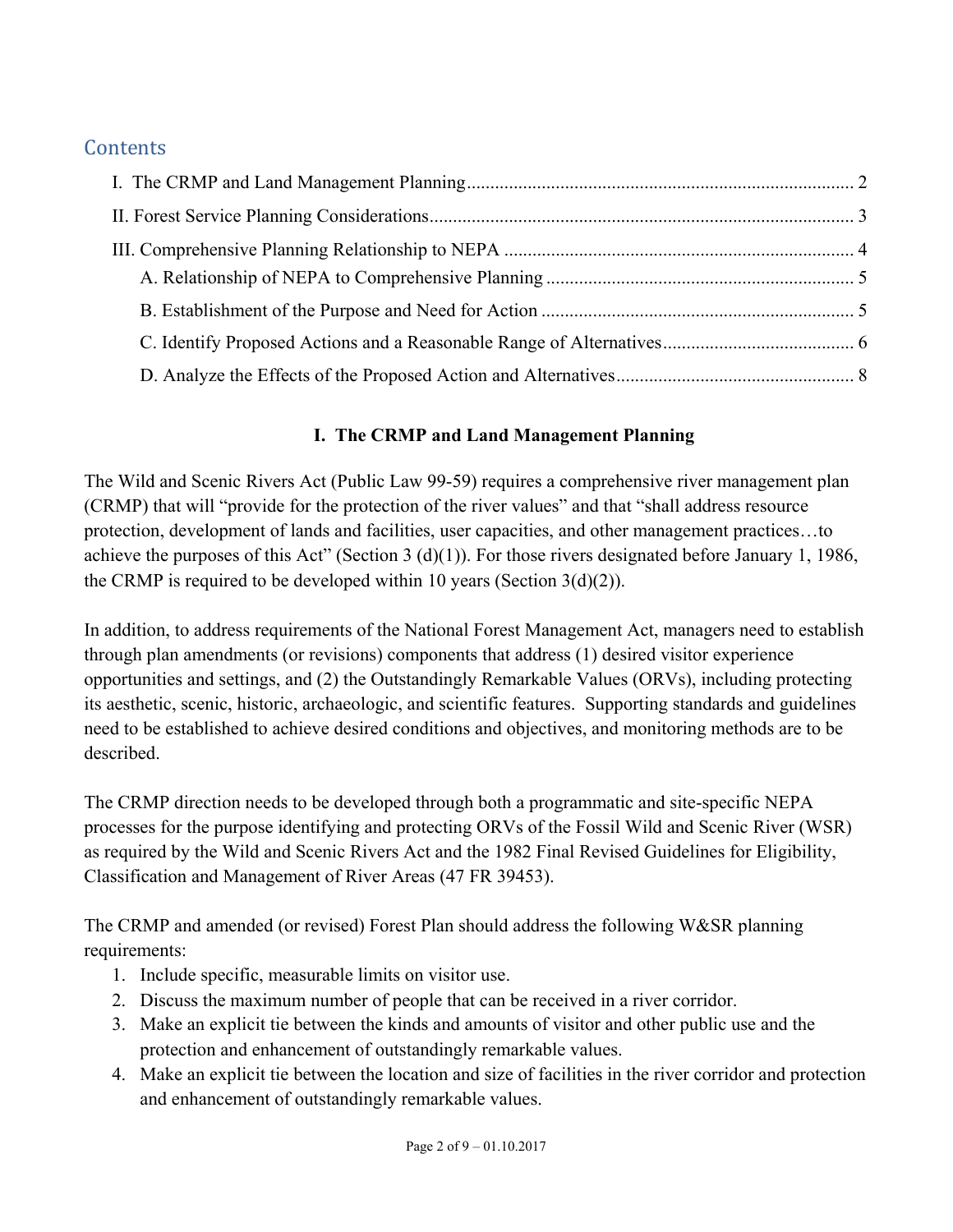## Contents

I. The CRMP and Land Management Planning .................................................................................. 2

II. Forest Service Planning Considerations......................................................................................... 3

III. Comprehensive Planning Relationship to NEPA .......................................................................... 4

- A. Relationship of NEPA to Comprehensive Planning ................................................................. 5
- B. Establishment of the Purpose and Need for Action .................................................................. 5
- C. Identify Proposed Actions and a Reasonable Range of Alternatives........................................ 6
- D. Analyze the Effects of the Proposed Action and Alternatives.................................................. 8

## I. The CRMP and Land Management Planning

The Wild and Scenic Rivers Act (Public Law 99-59) requires a comprehensive river management plan (CRMP) that will "provide for the protection of the river values" and that "shall address resource protection, development of lands and facilities, user capacities, and other management practices…to achieve the purposes of this Act" (Section 3 (d)(1)). For those rivers designated before January 1, 1986, the CRMP is required to be developed within 10 years (Section 3(d)(2)).

In addition, to address requirements of the National Forest Management Act, managers need to establish through plan amendments (or revisions) components that address (1) desired visitor experience opportunities and settings, and (2) the Outstandingly Remarkable Values (ORVs), including protecting its aesthetic, scenic, historic, archaeologic, and scientific features. Supporting standards and guidelines need to be established to achieve desired conditions and objectives, and monitoring methods are to be described.

The CRMP direction needs to be developed through both a programmatic and site-specific NEPA processes for the purpose identifying and protecting ORVs of the Fossil Wild and Scenic River (WSR) as required by the Wild and Scenic Rivers Act and the 1982 Final Revised Guidelines for Eligibility, Classification and Management of River Areas (47 FR 39453).

The CRMP and amended (or revised) Forest Plan should address the following W&SR planning requirements:

1. Include specific, measurable limits on visitor use.
2. Discuss the maximum number of people that can be received in a river corridor.
3. Make an explicit tie between the kinds and amounts of visitor and other public use and the protection and enhancement of outstandingly remarkable values.
4. Make an explicit tie between the location and size of facilities in the river corridor and protection and enhancement of outstandingly remarkable values.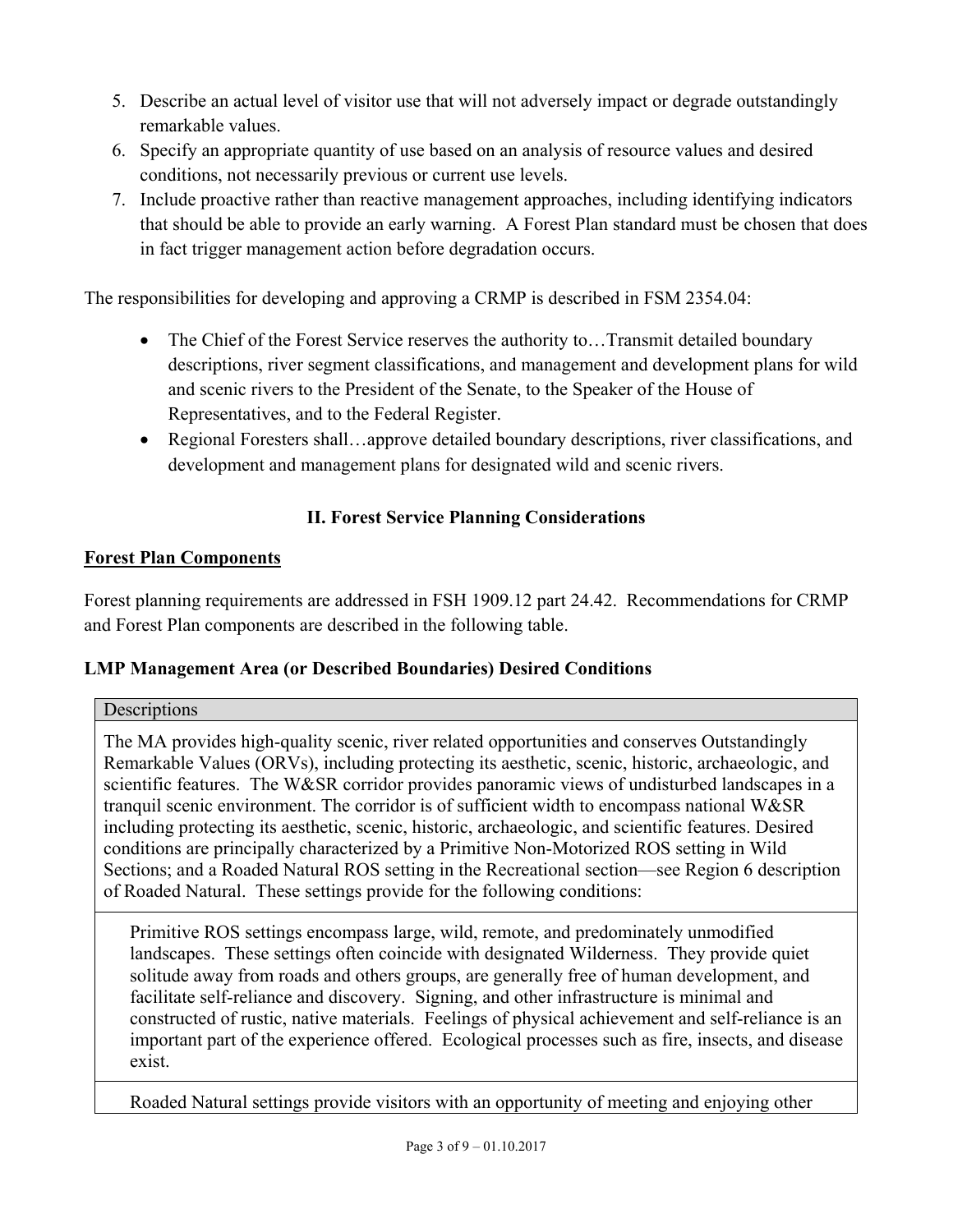5. Describe an actual level of visitor use that will not adversely impact or degrade outstandingly remarkable values.
6. Specify an appropriate quantity of use based on an analysis of resource values and desired conditions, not necessarily previous or current use levels.
7. Include proactive rather than reactive management approaches, including identifying indicators that should be able to provide an early warning. A Forest Plan standard must be chosen that does in fact trigger management action before degradation occurs.

The responsibilities for developing and approving a CRMP is described in FSM 2354.04:

- The Chief of the Forest Service reserves the authority to…Transmit detailed boundary descriptions, river segment classifications, and management and development plans for wild and scenic rivers to the President of the Senate, to the Speaker of the House of Representatives, and to the Federal Register.
- Regional Foresters shall…approve detailed boundary descriptions, river classifications, and development and management plans for designated wild and scenic rivers.

## II. Forest Service Planning Considerations

### Forest Plan Components

Forest planning requirements are addressed in FSH 1909.12 part 24.42. Recommendations for CRMP and Forest Plan components are described in the following table.

### LMP Management Area (or Described Boundaries) Desired Conditions

| Descriptions |
| --- |
| The MA provides high-quality scenic, river related opportunities and conserves Outstandingly Remarkable Values (ORVs), including protecting its aesthetic, scenic, historic, archaeologic, and scientific features. The W&SR corridor provides panoramic views of undisturbed landscapes in a tranquil scenic environment. The corridor is of sufficient width to encompass national W&SR including protecting its aesthetic, scenic, historic, archaeologic, and scientific features. Desired conditions are principally characterized by a Primitive Non-Motorized ROS setting in Wild Sections; and a Roaded Natural ROS setting in the Recreational section—see Region 6 description of Roaded Natural. These settings provide for the following conditions: |
| Primitive ROS settings encompass large, wild, remote, and predominately unmodified landscapes. These settings often coincide with designated Wilderness. They provide quiet solitude away from roads and others groups, are generally free of human development, and facilitate self-reliance and discovery. Signing, and other infrastructure is minimal and constructed of rustic, native materials. Feelings of physical achievement and self-reliance is an important part of the experience offered. Ecological processes such as fire, insects, and disease exist. |
| Roaded Natural settings provide visitors with an opportunity of meeting and enjoying other |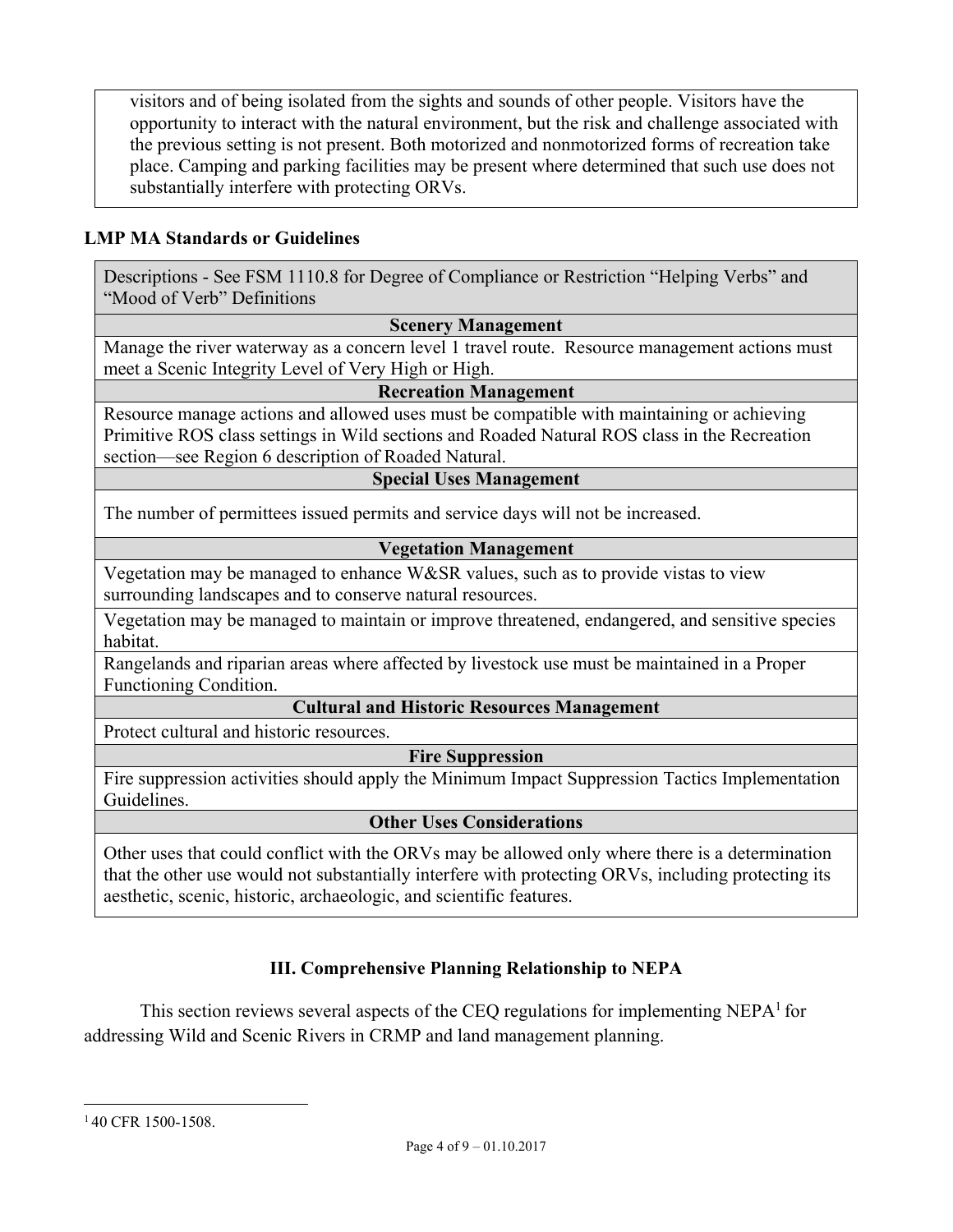| |
|---|
| visitors and of being isolated from the sights and sounds of other people. Visitors have the opportunity to interact with the natural environment, but the risk and challenge associated with the previous setting is not present. Both motorized and nonmotorized forms of recreation take place. Camping and parking facilities may be present where determined that such use does not substantially interfere with protecting ORVs. |

**LMP MA Standards or Guidelines**

| Descriptions - See FSM 1110.8 for Degree of Compliance or Restriction "Helping Verbs" and "Mood of Verb" Definitions |
|---|
| **Scenery Management** |
| Manage the river waterway as a concern level 1 travel route. Resource management actions must meet a Scenic Integrity Level of Very High or High. |
| **Recreation Management** |
| Resource manage actions and allowed uses must be compatible with maintaining or achieving Primitive ROS class settings in Wild sections and Roaded Natural ROS class in the Recreation section—see Region 6 description of Roaded Natural. |
| **Special Uses Management** |
| The number of permittees issued permits and service days will not be increased. |
| **Vegetation Management** |
| Vegetation may be managed to enhance W&SR values, such as to provide vistas to view surrounding landscapes and to conserve natural resources. |
| Vegetation may be managed to maintain or improve threatened, endangered, and sensitive species habitat. |
| Rangelands and riparian areas where affected by livestock use must be maintained in a Proper Functioning Condition. |
| **Cultural and Historic Resources Management** |
| Protect cultural and historic resources. |
| **Fire Suppression** |
| Fire suppression activities should apply the Minimum Impact Suppression Tactics Implementation Guidelines. |
| **Other Uses Considerations** |
| Other uses that could conflict with the ORVs may be allowed only where there is a determination that the other use would not substantially interfere with protecting ORVs, including protecting its aesthetic, scenic, historic, archaeologic, and scientific features. |

## III. Comprehensive Planning Relationship to NEPA

This section reviews several aspects of the CEQ regulations for implementing NEPA[1] for addressing Wild and Scenic Rivers in CRMP and land management planning.

[1] 40 CFR 1500-1508.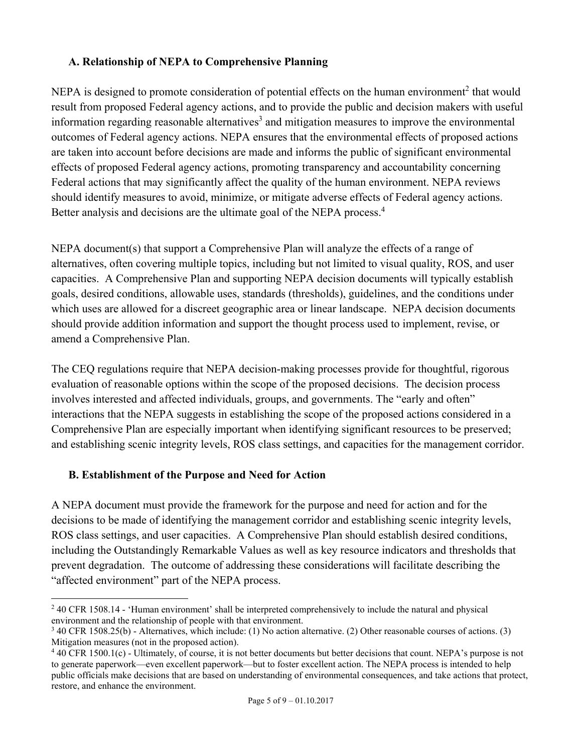### A. Relationship of NEPA to Comprehensive Planning

NEPA is designed to promote consideration of potential effects on the human environment[2] that would result from proposed Federal agency actions, and to provide the public and decision makers with useful information regarding reasonable alternatives[3] and mitigation measures to improve the environmental outcomes of Federal agency actions. NEPA ensures that the environmental effects of proposed actions are taken into account before decisions are made and informs the public of significant environmental effects of proposed Federal agency actions, promoting transparency and accountability concerning Federal actions that may significantly affect the quality of the human environment. NEPA reviews should identify measures to avoid, minimize, or mitigate adverse effects of Federal agency actions. Better analysis and decisions are the ultimate goal of the NEPA process.[4]

NEPA document(s) that support a Comprehensive Plan will analyze the effects of a range of alternatives, often covering multiple topics, including but not limited to visual quality, ROS, and user capacities. A Comprehensive Plan and supporting NEPA decision documents will typically establish goals, desired conditions, allowable uses, standards (thresholds), guidelines, and the conditions under which uses are allowed for a discreet geographic area or linear landscape. NEPA decision documents should provide addition information and support the thought process used to implement, revise, or amend a Comprehensive Plan.

The CEQ regulations require that NEPA decision-making processes provide for thoughtful, rigorous evaluation of reasonable options within the scope of the proposed decisions. The decision process involves interested and affected individuals, groups, and governments. The "early and often" interactions that the NEPA suggests in establishing the scope of the proposed actions considered in a Comprehensive Plan are especially important when identifying significant resources to be preserved; and establishing scenic integrity levels, ROS class settings, and capacities for the management corridor.

### B. Establishment of the Purpose and Need for Action

A NEPA document must provide the framework for the purpose and need for action and for the decisions to be made of identifying the management corridor and establishing scenic integrity levels, ROS class settings, and user capacities. A Comprehensive Plan should establish desired conditions, including the Outstandingly Remarkable Values as well as key resource indicators and thresholds that prevent degradation. The outcome of addressing these considerations will facilitate describing the "affected environment" part of the NEPA process.

---

[2] 40 CFR 1508.14 - 'Human environment' shall be interpreted comprehensively to include the natural and physical environment and the relationship of people with that environment.

[3] 40 CFR 1508.25(b) - Alternatives, which include: (1) No action alternative. (2) Other reasonable courses of actions. (3) Mitigation measures (not in the proposed action).

[4] 40 CFR 1500.1(c) - Ultimately, of course, it is not better documents but better decisions that count. NEPA's purpose is not to generate paperwork—even excellent paperwork—but to foster excellent action. The NEPA process is intended to help public officials make decisions that are based on understanding of environmental consequences, and take actions that protect, restore, and enhance the environment.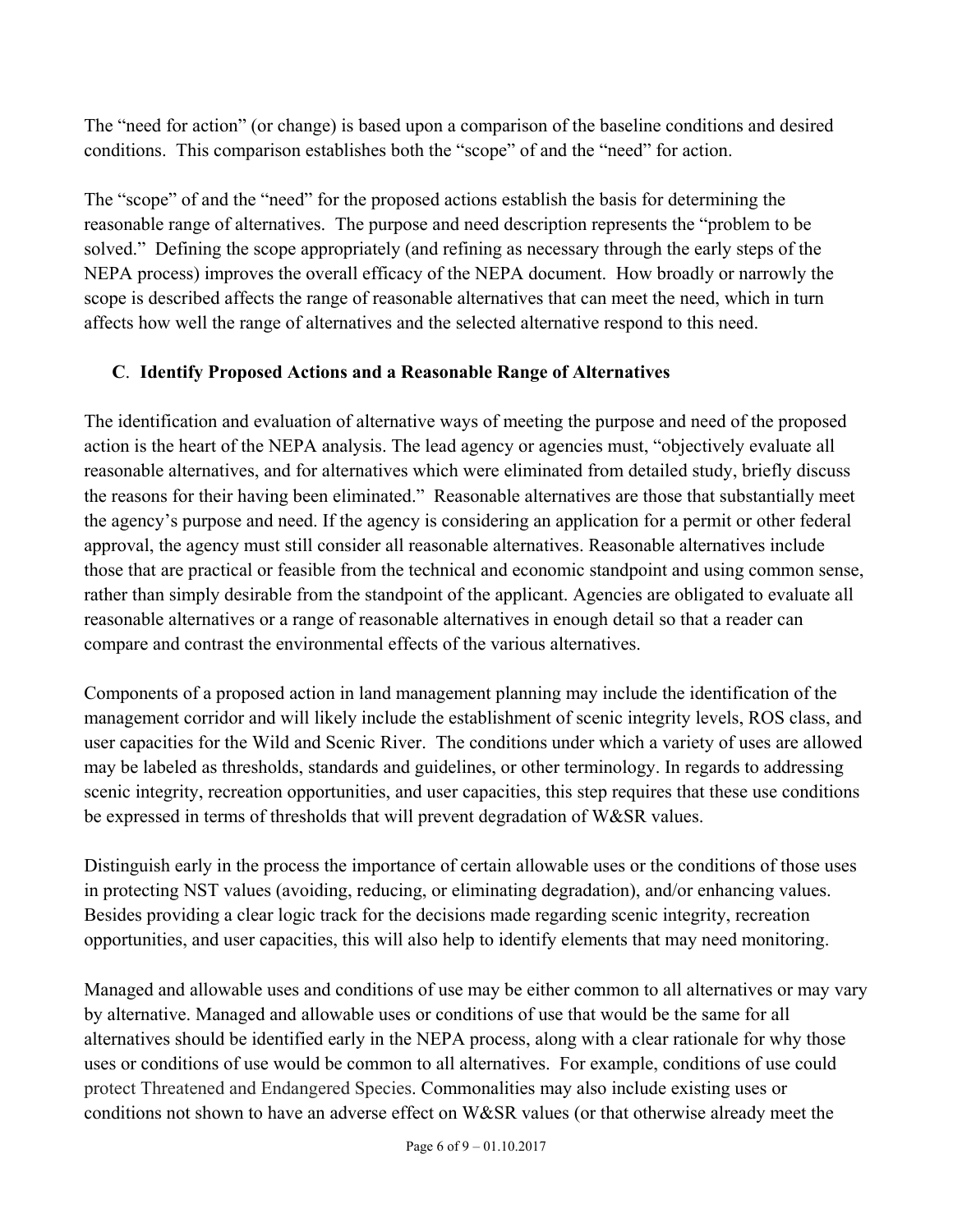The "need for action" (or change) is based upon a comparison of the baseline conditions and desired conditions. This comparison establishes both the "scope" of and the "need" for action.

The "scope" of and the "need" for the proposed actions establish the basis for determining the reasonable range of alternatives. The purpose and need description represents the "problem to be solved." Defining the scope appropriately (and refining as necessary through the early steps of the NEPA process) improves the overall efficacy of the NEPA document. How broadly or narrowly the scope is described affects the range of reasonable alternatives that can meet the need, which in turn affects how well the range of alternatives and the selected alternative respond to this need.

### C. Identify Proposed Actions and a Reasonable Range of Alternatives

The identification and evaluation of alternative ways of meeting the purpose and need of the proposed action is the heart of the NEPA analysis. The lead agency or agencies must, "objectively evaluate all reasonable alternatives, and for alternatives which were eliminated from detailed study, briefly discuss the reasons for their having been eliminated." Reasonable alternatives are those that substantially meet the agency's purpose and need. If the agency is considering an application for a permit or other federal approval, the agency must still consider all reasonable alternatives. Reasonable alternatives include those that are practical or feasible from the technical and economic standpoint and using common sense, rather than simply desirable from the standpoint of the applicant. Agencies are obligated to evaluate all reasonable alternatives or a range of reasonable alternatives in enough detail so that a reader can compare and contrast the environmental effects of the various alternatives.

Components of a proposed action in land management planning may include the identification of the management corridor and will likely include the establishment of scenic integrity levels, ROS class, and user capacities for the Wild and Scenic River. The conditions under which a variety of uses are allowed may be labeled as thresholds, standards and guidelines, or other terminology. In regards to addressing scenic integrity, recreation opportunities, and user capacities, this step requires that these use conditions be expressed in terms of thresholds that will prevent degradation of W&SR values.

Distinguish early in the process the importance of certain allowable uses or the conditions of those uses in protecting NST values (avoiding, reducing, or eliminating degradation), and/or enhancing values. Besides providing a clear logic track for the decisions made regarding scenic integrity, recreation opportunities, and user capacities, this will also help to identify elements that may need monitoring.

Managed and allowable uses and conditions of use may be either common to all alternatives or may vary by alternative. Managed and allowable uses or conditions of use that would be the same for all alternatives should be identified early in the NEPA process, along with a clear rationale for why those uses or conditions of use would be common to all alternatives. For example, conditions of use could protect Threatened and Endangered Species. Commonalities may also include existing uses or conditions not shown to have an adverse effect on W&SR values (or that otherwise already meet the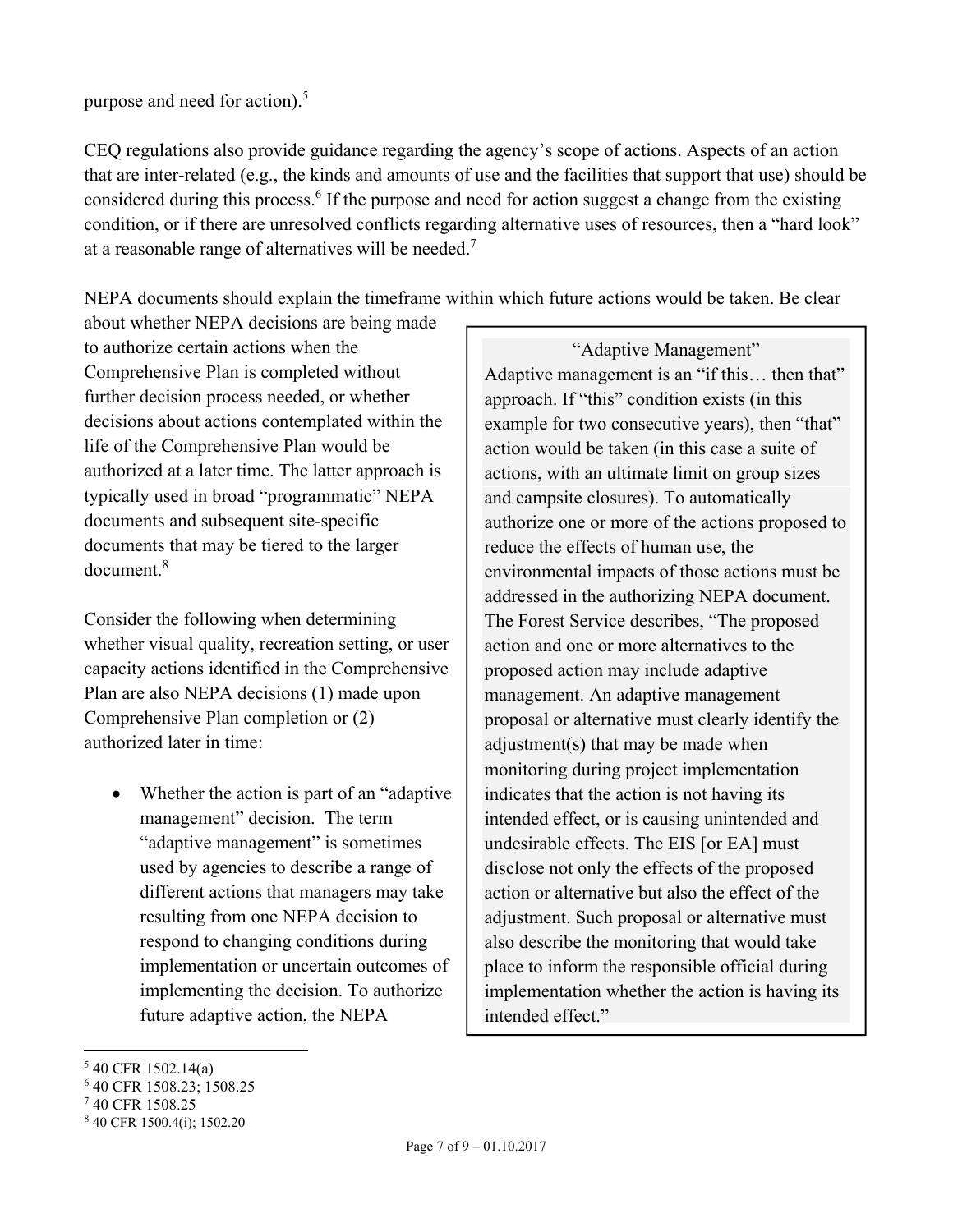purpose and need for action).[5]

CEQ regulations also provide guidance regarding the agency's scope of actions. Aspects of an action that are inter-related (e.g., the kinds and amounts of use and the facilities that support that use) should be considered during this process.[6] If the purpose and need for action suggest a change from the existing condition, or if there are unresolved conflicts regarding alternative uses of resources, then a "hard look" at a reasonable range of alternatives will be needed.[7]

NEPA documents should explain the timeframe within which future actions would be taken. Be clear about whether NEPA decisions are being made to authorize certain actions when the Comprehensive Plan is completed without further decision process needed, or whether decisions about actions contemplated within the life of the Comprehensive Plan would be authorized at a later time. The latter approach is typically used in broad "programmatic" NEPA documents and subsequent site-specific documents that may be tiered to the larger document.[8]

Consider the following when determining whether visual quality, recreation setting, or user capacity actions identified in the Comprehensive Plan are also NEPA decisions (1) made upon Comprehensive Plan completion or (2) authorized later in time:

- Whether the action is part of an "adaptive management" decision. The term "adaptive management" is sometimes used by agencies to describe a range of different actions that managers may take resulting from one NEPA decision to respond to changing conditions during implementation or uncertain outcomes of implementing the decision. To authorize future adaptive action, the NEPA

> **"Adaptive Management"**
>
> Adaptive management is an "if this… then that" approach. If "this" condition exists (in this example for two consecutive years), then "that" action would be taken (in this case a suite of actions, with an ultimate limit on group sizes and campsite closures). To automatically authorize one or more of the actions proposed to reduce the effects of human use, the environmental impacts of those actions must be addressed in the authorizing NEPA document. The Forest Service describes, "The proposed action and one or more alternatives to the proposed action may include adaptive management. An adaptive management proposal or alternative must clearly identify the adjustment(s) that may be made when monitoring during project implementation indicates that the action is not having its intended effect, or is causing unintended and undesirable effects. The EIS [or EA] must disclose not only the effects of the proposed action or alternative but also the effect of the adjustment. Such proposal or alternative must also describe the monitoring that would take place to inform the responsible official during implementation whether the action is having its intended effect."

---

[5] 40 CFR 1502.14(a)

[6] 40 CFR 1508.23; 1508.25

[7] 40 CFR 1508.25

[8] 40 CFR 1500.4(i); 1502.20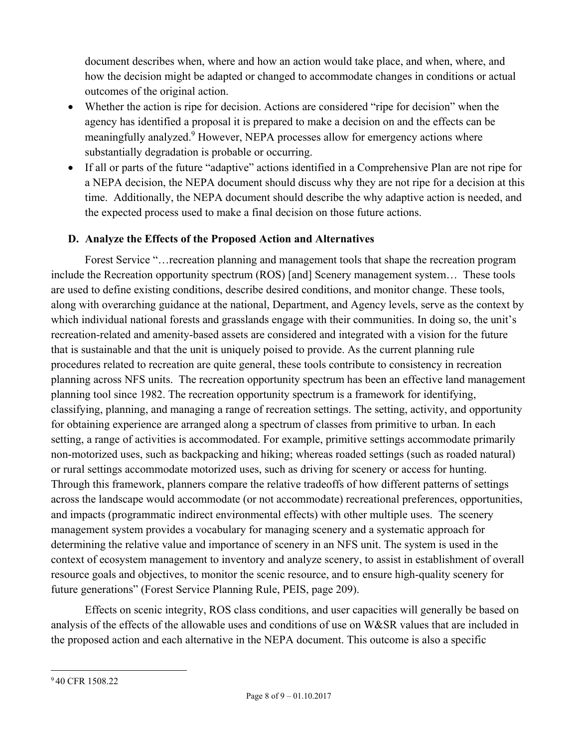document describes when, where and how an action would take place, and when, where, and how the decision might be adapted or changed to accommodate changes in conditions or actual outcomes of the original action.

- Whether the action is ripe for decision. Actions are considered "ripe for decision" when the agency has identified a proposal it is prepared to make a decision on and the effects can be meaningfully analyzed.[9] However, NEPA processes allow for emergency actions where substantially degradation is probable or occurring.
- If all or parts of the future "adaptive" actions identified in a Comprehensive Plan are not ripe for a NEPA decision, the NEPA document should discuss why they are not ripe for a decision at this time. Additionally, the NEPA document should describe the why adaptive action is needed, and the expected process used to make a final decision on those future actions.

### D. Analyze the Effects of the Proposed Action and Alternatives

Forest Service "…recreation planning and management tools that shape the recreation program include the Recreation opportunity spectrum (ROS) [and] Scenery management system… These tools are used to define existing conditions, describe desired conditions, and monitor change. These tools, along with overarching guidance at the national, Department, and Agency levels, serve as the context by which individual national forests and grasslands engage with their communities. In doing so, the unit's recreation-related and amenity-based assets are considered and integrated with a vision for the future that is sustainable and that the unit is uniquely poised to provide. As the current planning rule procedures related to recreation are quite general, these tools contribute to consistency in recreation planning across NFS units. The recreation opportunity spectrum has been an effective land management planning tool since 1982. The recreation opportunity spectrum is a framework for identifying, classifying, planning, and managing a range of recreation settings. The setting, activity, and opportunity for obtaining experience are arranged along a spectrum of classes from primitive to urban. In each setting, a range of activities is accommodated. For example, primitive settings accommodate primarily non-motorized uses, such as backpacking and hiking; whereas roaded settings (such as roaded natural) or rural settings accommodate motorized uses, such as driving for scenery or access for hunting. Through this framework, planners compare the relative tradeoffs of how different patterns of settings across the landscape would accommodate (or not accommodate) recreational preferences, opportunities, and impacts (programmatic indirect environmental effects) with other multiple uses. The scenery management system provides a vocabulary for managing scenery and a systematic approach for determining the relative value and importance of scenery in an NFS unit. The system is used in the context of ecosystem management to inventory and analyze scenery, to assist in establishment of overall resource goals and objectives, to monitor the scenic resource, and to ensure high-quality scenery for future generations" (Forest Service Planning Rule, PEIS, page 209).

Effects on scenic integrity, ROS class conditions, and user capacities will generally be based on analysis of the effects of the allowable uses and conditions of use on W&SR values that are included in the proposed action and each alternative in the NEPA document. This outcome is also a specific

[9] 40 CFR 1508.22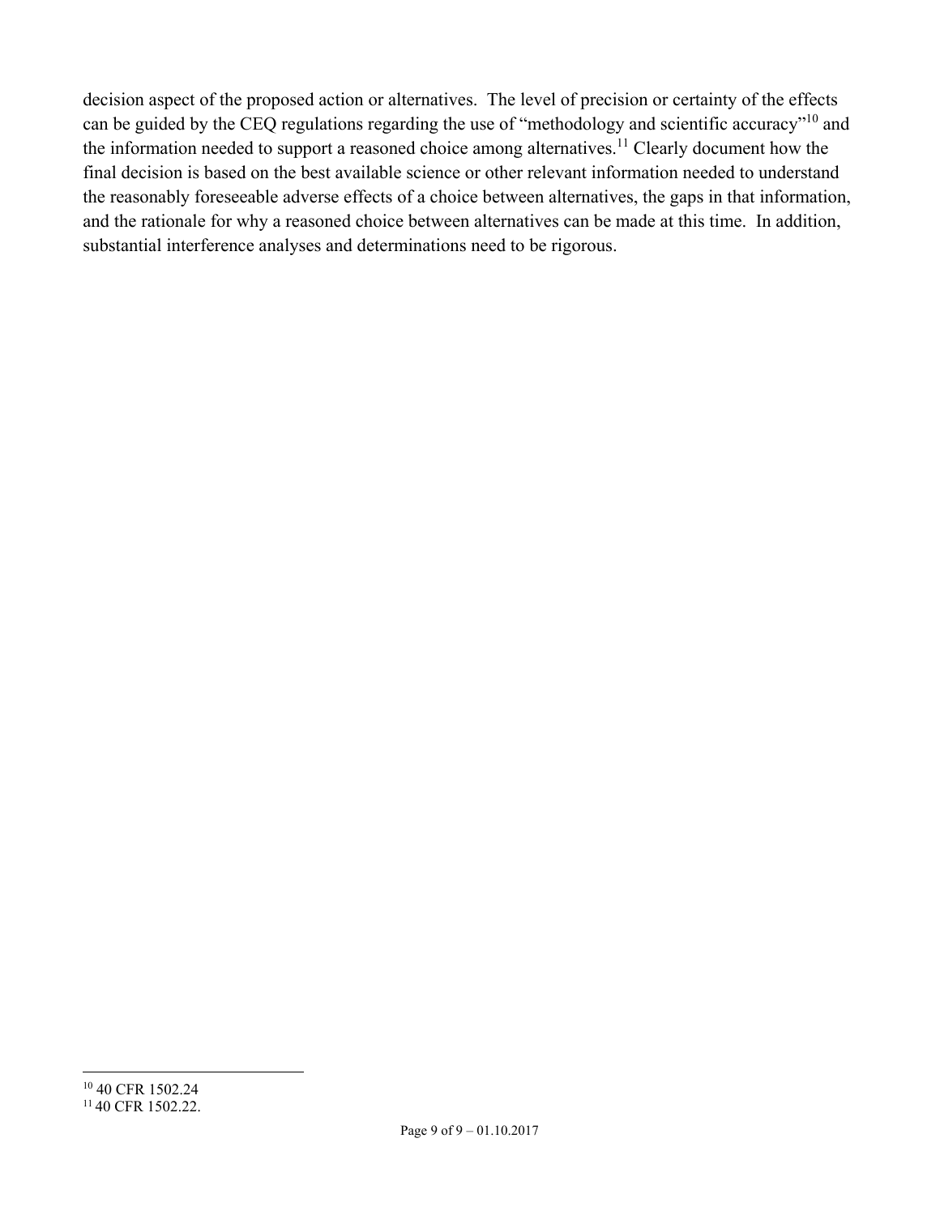decision aspect of the proposed action or alternatives. The level of precision or certainty of the effects can be guided by the CEQ regulations regarding the use of "methodology and scientific accuracy"[10] and the information needed to support a reasoned choice among alternatives.[11] Clearly document how the final decision is based on the best available science or other relevant information needed to understand the reasonably foreseeable adverse effects of a choice between alternatives, the gaps in that information, and the rationale for why a reasoned choice between alternatives can be made at this time. In addition, substantial interference analyses and determinations need to be rigorous.

---

[10] 40 CFR 1502.24

[11] 40 CFR 1502.22.